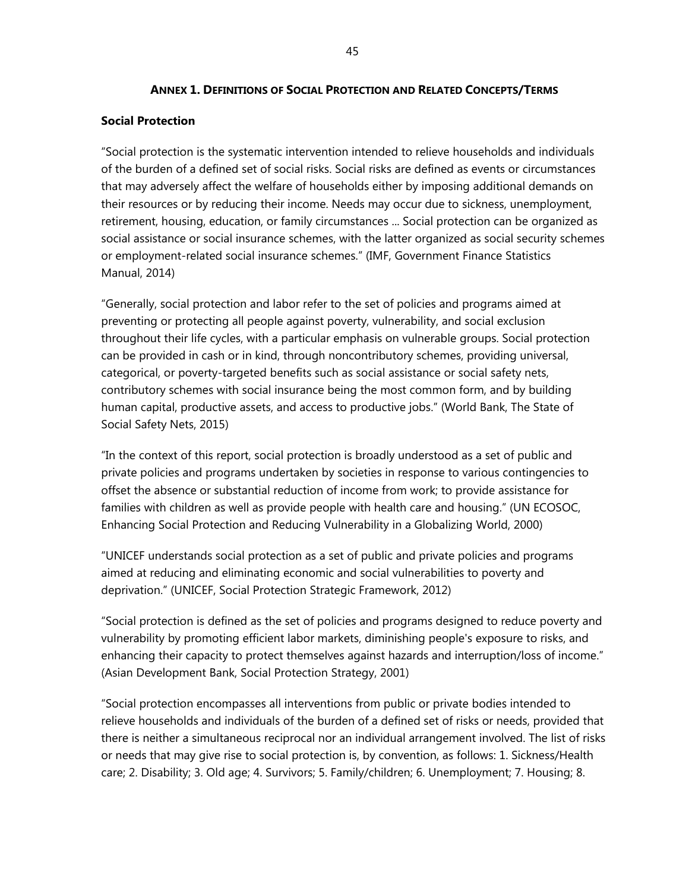## Annex 1. Definitions of Social Protection and Related Concepts/Terms

### Social Protection

"Social protection is the systematic intervention intended to relieve households and individuals of the burden of a defined set of social risks. Social risks are defined as events or circumstances that may adversely affect the welfare of households either by imposing additional demands on their resources or by reducing their income. Needs may occur due to sickness, unemployment, retirement, housing, education, or family circumstances ... Social protection can be organized as social assistance or social insurance schemes, with the latter organized as social security schemes or employment-related social insurance schemes." (IMF, Government Finance Statistics Manual, 2014)

"Generally, social protection and labor refer to the set of policies and programs aimed at preventing or protecting all people against poverty, vulnerability, and social exclusion throughout their life cycles, with a particular emphasis on vulnerable groups. Social protection can be provided in cash or in kind, through noncontributory schemes, providing universal, categorical, or poverty-targeted benefits such as social assistance or social safety nets, contributory schemes with social insurance being the most common form, and by building human capital, productive assets, and access to productive jobs." (World Bank, The State of Social Safety Nets, 2015)

"In the context of this report, social protection is broadly understood as a set of public and private policies and programs undertaken by societies in response to various contingencies to offset the absence or substantial reduction of income from work; to provide assistance for families with children as well as provide people with health care and housing." (UN ECOSOC, Enhancing Social Protection and Reducing Vulnerability in a Globalizing World, 2000)

"UNICEF understands social protection as a set of public and private policies and programs aimed at reducing and eliminating economic and social vulnerabilities to poverty and deprivation." (UNICEF, Social Protection Strategic Framework, 2012)

"Social protection is defined as the set of policies and programs designed to reduce poverty and vulnerability by promoting efficient labor markets, diminishing people's exposure to risks, and enhancing their capacity to protect themselves against hazards and interruption/loss of income." (Asian Development Bank, Social Protection Strategy, 2001)

"Social protection encompasses all interventions from public or private bodies intended to relieve households and individuals of the burden of a defined set of risks or needs, provided that there is neither a simultaneous reciprocal nor an individual arrangement involved. The list of risks or needs that may give rise to social protection is, by convention, as follows: 1. Sickness/Health care; 2. Disability; 3. Old age; 4. Survivors; 5. Family/children; 6. Unemployment; 7. Housing; 8.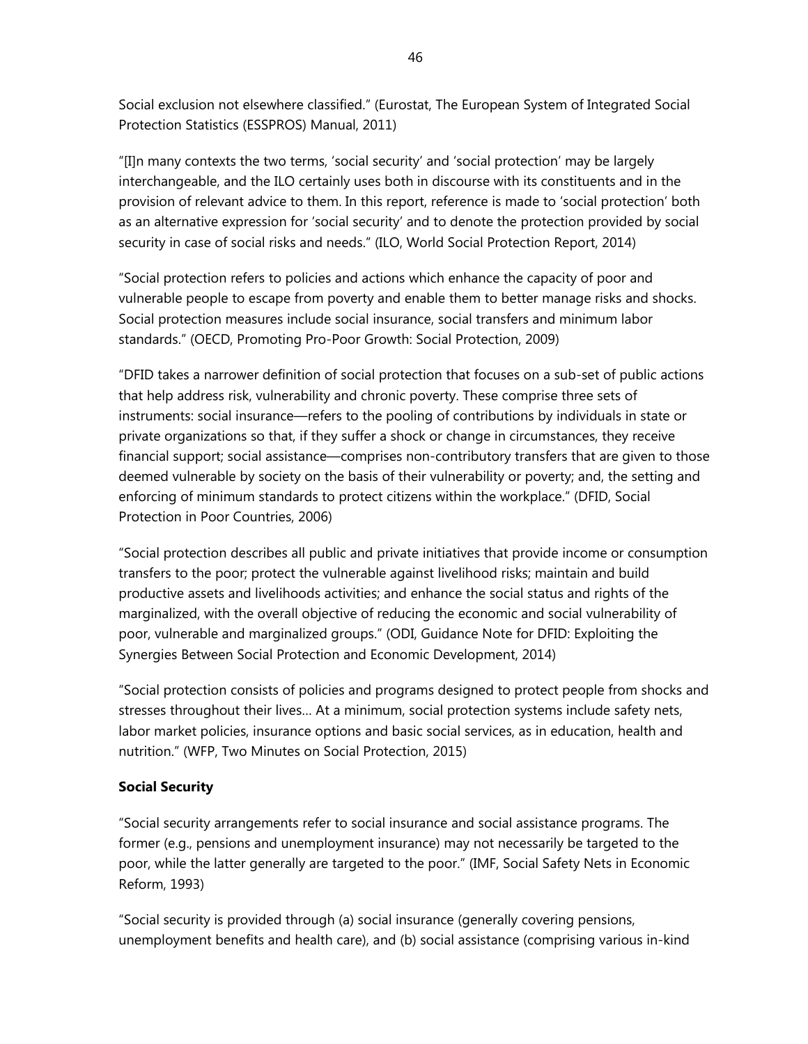Social exclusion not elsewhere classified." (Eurostat, The European System of Integrated Social Protection Statistics (ESSPROS) Manual, 2011)

"[I]n many contexts the two terms, 'social security' and 'social protection' may be largely interchangeable, and the ILO certainly uses both in discourse with its constituents and in the provision of relevant advice to them. In this report, reference is made to 'social protection' both as an alternative expression for 'social security' and to denote the protection provided by social security in case of social risks and needs." (ILO, World Social Protection Report, 2014)

"Social protection refers to policies and actions which enhance the capacity of poor and vulnerable people to escape from poverty and enable them to better manage risks and shocks. Social protection measures include social insurance, social transfers and minimum labor standards." (OECD, Promoting Pro-Poor Growth: Social Protection, 2009)

"DFID takes a narrower definition of social protection that focuses on a sub-set of public actions that help address risk, vulnerability and chronic poverty. These comprise three sets of instruments: social insurance—refers to the pooling of contributions by individuals in state or private organizations so that, if they suffer a shock or change in circumstances, they receive financial support; social assistance—comprises non-contributory transfers that are given to those deemed vulnerable by society on the basis of their vulnerability or poverty; and, the setting and enforcing of minimum standards to protect citizens within the workplace." (DFID, Social Protection in Poor Countries, 2006)

"Social protection describes all public and private initiatives that provide income or consumption transfers to the poor; protect the vulnerable against livelihood risks; maintain and build productive assets and livelihoods activities; and enhance the social status and rights of the marginalized, with the overall objective of reducing the economic and social vulnerability of poor, vulnerable and marginalized groups." (ODI, Guidance Note for DFID: Exploiting the Synergies Between Social Protection and Economic Development, 2014)

"Social protection consists of policies and programs designed to protect people from shocks and stresses throughout their lives… At a minimum, social protection systems include safety nets, labor market policies, insurance options and basic social services, as in education, health and nutrition." (WFP, Two Minutes on Social Protection, 2015)

**Social Security**

"Social security arrangements refer to social insurance and social assistance programs. The former (e.g., pensions and unemployment insurance) may not necessarily be targeted to the poor, while the latter generally are targeted to the poor." (IMF, Social Safety Nets in Economic Reform, 1993)

"Social security is provided through (a) social insurance (generally covering pensions, unemployment benefits and health care), and (b) social assistance (comprising various in-kind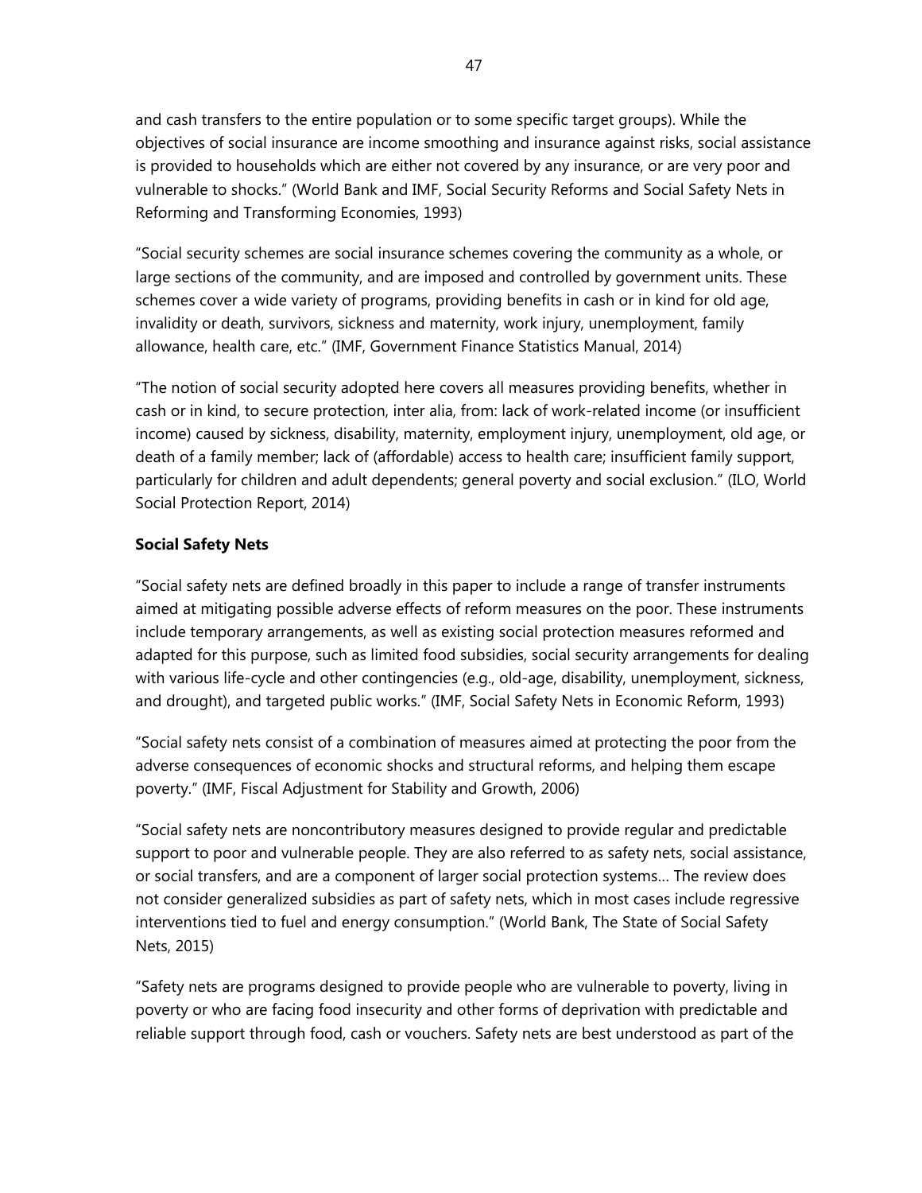and cash transfers to the entire population or to some specific target groups). While the objectives of social insurance are income smoothing and insurance against risks, social assistance is provided to households which are either not covered by any insurance, or are very poor and vulnerable to shocks." (World Bank and IMF, Social Security Reforms and Social Safety Nets in Reforming and Transforming Economies, 1993)

"Social security schemes are social insurance schemes covering the community as a whole, or large sections of the community, and are imposed and controlled by government units. These schemes cover a wide variety of programs, providing benefits in cash or in kind for old age, invalidity or death, survivors, sickness and maternity, work injury, unemployment, family allowance, health care, etc." (IMF, Government Finance Statistics Manual, 2014)

"The notion of social security adopted here covers all measures providing benefits, whether in cash or in kind, to secure protection, inter alia, from: lack of work-related income (or insufficient income) caused by sickness, disability, maternity, employment injury, unemployment, old age, or death of a family member; lack of (affordable) access to health care; insufficient family support, particularly for children and adult dependents; general poverty and social exclusion." (ILO, World Social Protection Report, 2014)

**Social Safety Nets**

"Social safety nets are defined broadly in this paper to include a range of transfer instruments aimed at mitigating possible adverse effects of reform measures on the poor. These instruments include temporary arrangements, as well as existing social protection measures reformed and adapted for this purpose, such as limited food subsidies, social security arrangements for dealing with various life-cycle and other contingencies (e.g., old-age, disability, unemployment, sickness, and drought), and targeted public works." (IMF, Social Safety Nets in Economic Reform, 1993)

"Social safety nets consist of a combination of measures aimed at protecting the poor from the adverse consequences of economic shocks and structural reforms, and helping them escape poverty." (IMF, Fiscal Adjustment for Stability and Growth, 2006)

"Social safety nets are noncontributory measures designed to provide regular and predictable support to poor and vulnerable people. They are also referred to as safety nets, social assistance, or social transfers, and are a component of larger social protection systems… The review does not consider generalized subsidies as part of safety nets, which in most cases include regressive interventions tied to fuel and energy consumption." (World Bank, The State of Social Safety Nets, 2015)

"Safety nets are programs designed to provide people who are vulnerable to poverty, living in poverty or who are facing food insecurity and other forms of deprivation with predictable and reliable support through food, cash or vouchers. Safety nets are best understood as part of the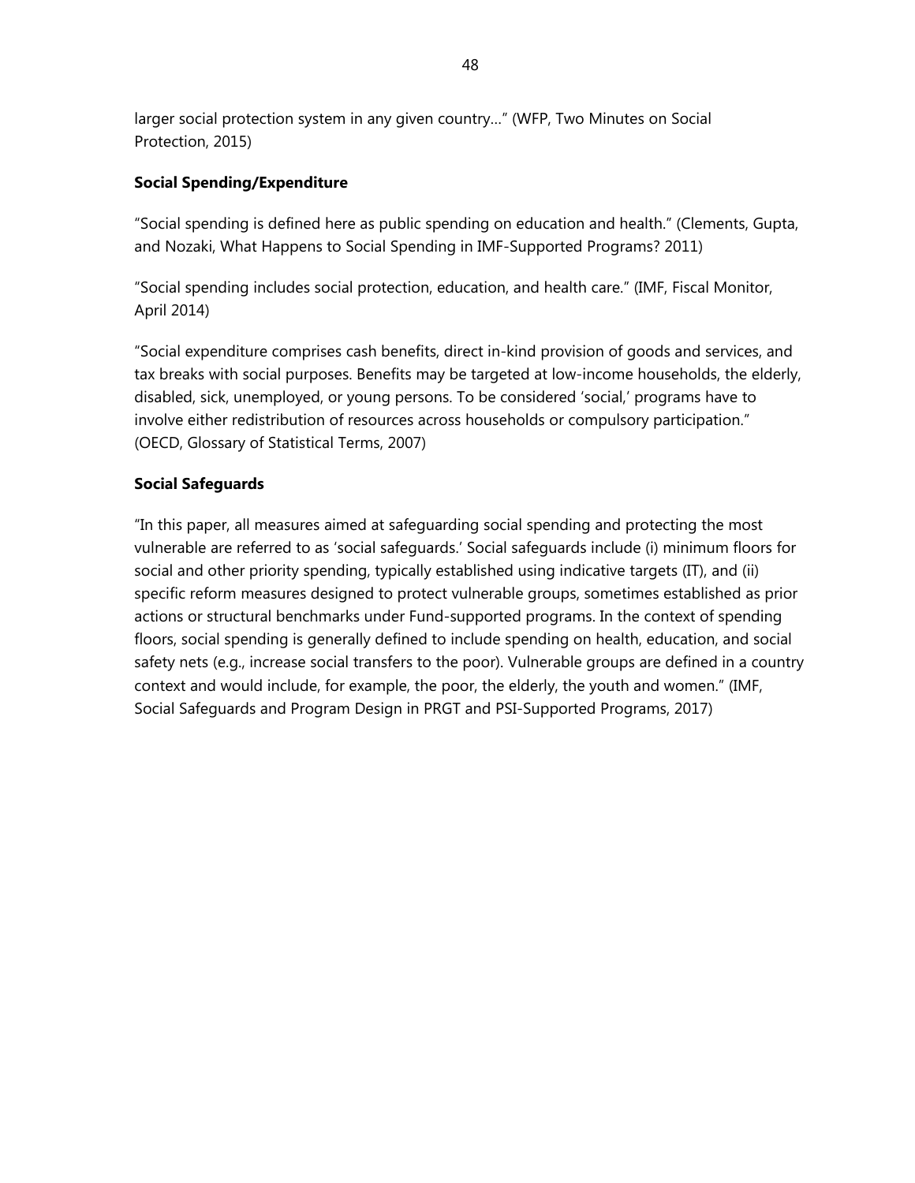larger social protection system in any given country…" (WFP, Two Minutes on Social Protection, 2015)

**Social Spending/Expenditure**

"Social spending is defined here as public spending on education and health." (Clements, Gupta, and Nozaki, What Happens to Social Spending in IMF-Supported Programs? 2011)

"Social spending includes social protection, education, and health care." (IMF, Fiscal Monitor, April 2014)

"Social expenditure comprises cash benefits, direct in-kind provision of goods and services, and tax breaks with social purposes. Benefits may be targeted at low-income households, the elderly, disabled, sick, unemployed, or young persons. To be considered 'social,' programs have to involve either redistribution of resources across households or compulsory participation." (OECD, Glossary of Statistical Terms, 2007)

**Social Safeguards**

"In this paper, all measures aimed at safeguarding social spending and protecting the most vulnerable are referred to as 'social safeguards.' Social safeguards include (i) minimum floors for social and other priority spending, typically established using indicative targets (IT), and (ii) specific reform measures designed to protect vulnerable groups, sometimes established as prior actions or structural benchmarks under Fund-supported programs. In the context of spending floors, social spending is generally defined to include spending on health, education, and social safety nets (e.g., increase social transfers to the poor). Vulnerable groups are defined in a country context and would include, for example, the poor, the elderly, the youth and women." (IMF, Social Safeguards and Program Design in PRGT and PSI-Supported Programs, 2017)